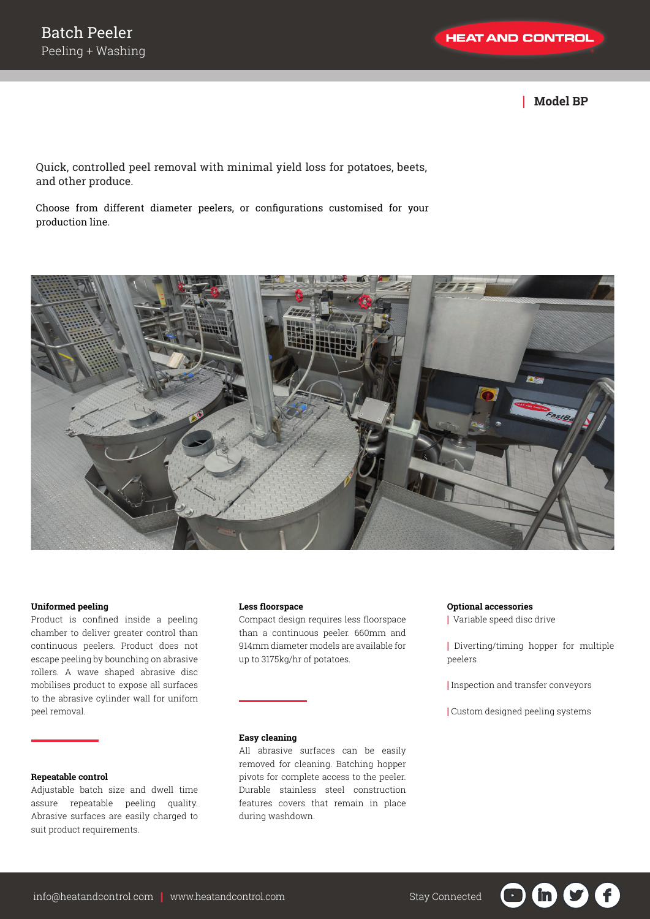# Batch Peeler

Peeling + Washing

HEAT AND CONTROL

## Model BP

Quick, controlled peel removal with minimal yield loss for potatoes, beets, and other produce.

Choose from different diameter peelers, or configurations customised for your production line.

### Uniformed peeling

Product is confined inside a peeling chamber to deliver greater control than continuous peelers. Product does not escape peeling by bounching on abrasive rollers. A wave shaped abrasive disc mobilises product to expose all surfaces to the abrasive cylinder wall for unifom peel removal.

### Repeatable control

Adjustable batch size and dwell time assure repeatable peeling quality. Abrasive surfaces are easily charged to suit product requirements.

### Less floorspace

Compact design requires less floorspace than a continuous peeler. 660mm and 914mm diameter models are available for up to 3175kg/hr of potatoes.

### Easy cleaning

All abrasive surfaces can be easily removed for cleaning. Batching hopper pivots for complete access to the peeler. Durable stainless steel construction features covers that remain in place during washdown.

### Optional accessories

- Variable speed disc drive
- Diverting/timing hopper for multiple peelers
- Inspection and transfer conveyors
- Custom designed peeling systems

info@heatandcontrol.com | www.heatandcontrol.com

Stay Connected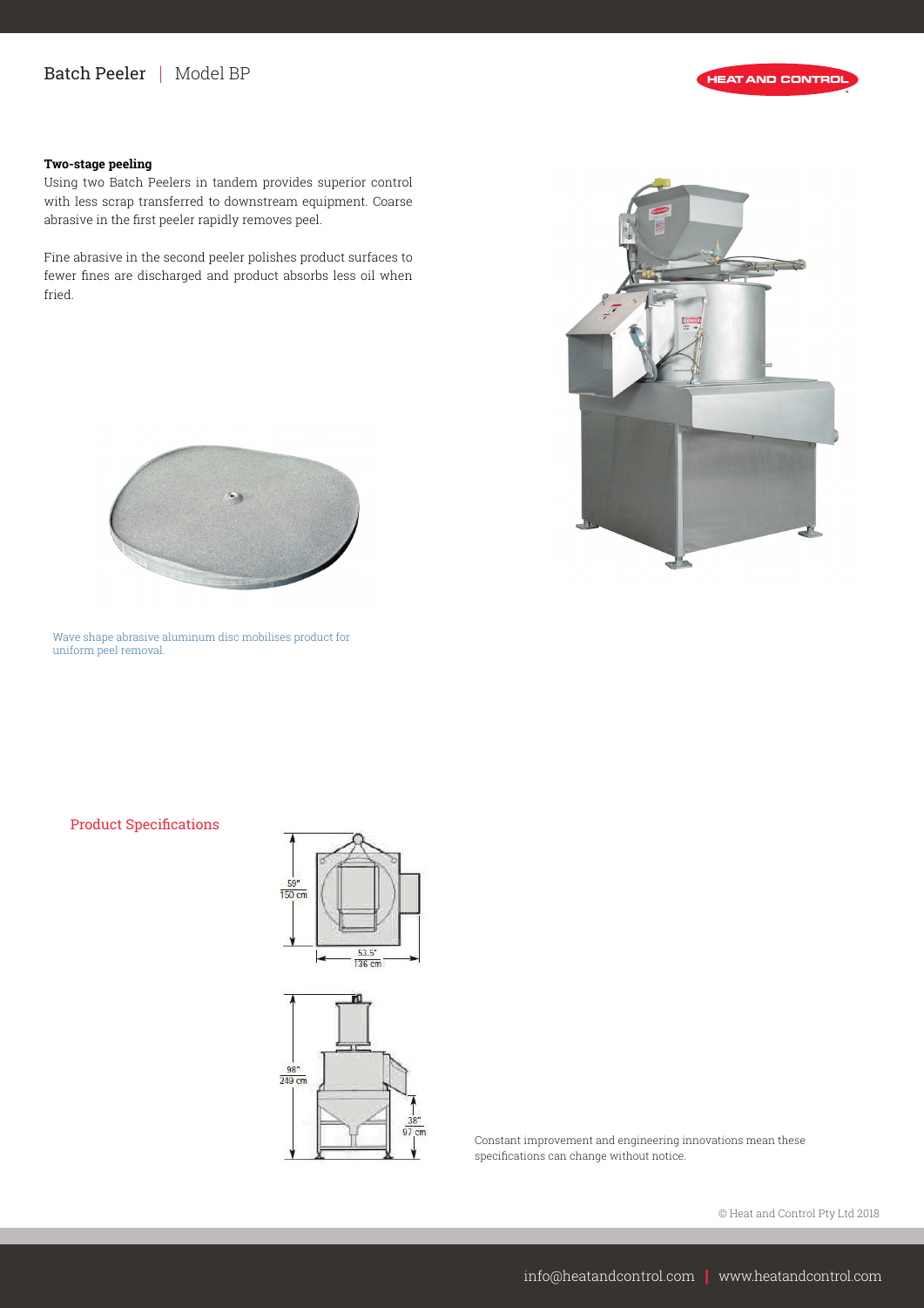### Two-stage peeling

Using two Batch Peelers in tandem provides superior control with less scrap transferred to downstream equipment. Coarse abrasive in the first peeler rapidly removes peel.

Fine abrasive in the second peeler polishes product surfaces to fewer fines are discharged and product absorbs less oil when fried.

Wave shape abrasive aluminum disc mobilises product for uniform peel removal.

## Product Specifications

59"
150 cm

53.5"
136 cm

98"
249 cm

38"
97 cm

Constant improvement and engineering innovations mean these specifications can change without notice.

© Heat and Control Pty Ltd 2018

info@heatandcontrol.com | www.heatandcontrol.com